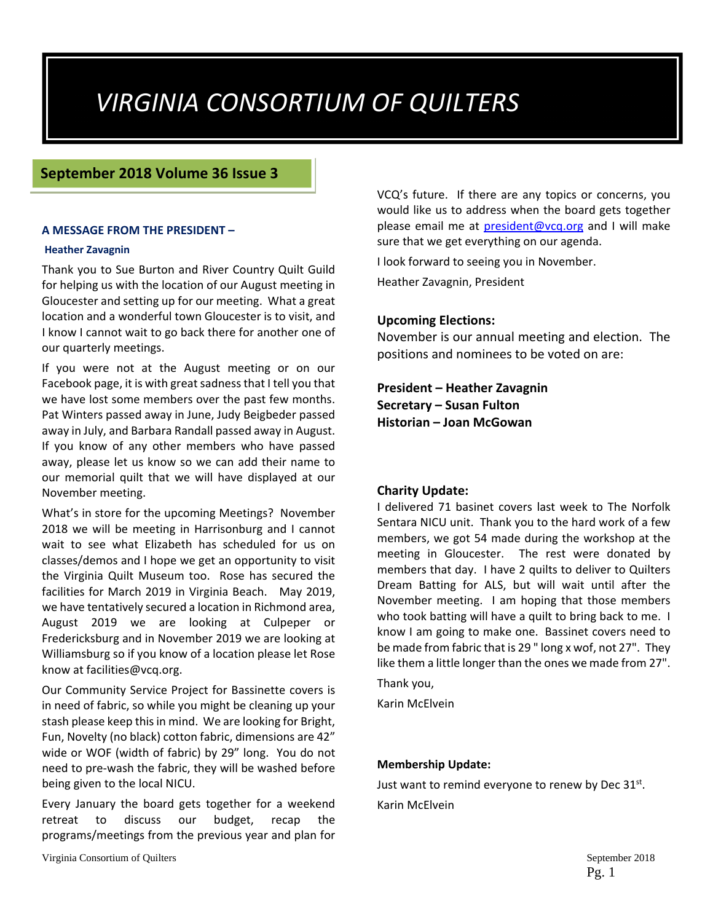# VIRGINIA CONSORTIUM OF QUILTERS

## September 2018 Volume 36 Issue 3

### A MESSAGE FROM THE PRESIDENT –

**Heather Zavagnin**

Thank you to Sue Burton and River Country Quilt Guild for helping us with the location of our August meeting in Gloucester and setting up for our meeting. What a great location and a wonderful town Gloucester is to visit, and I know I cannot wait to go back there for another one of our quarterly meetings.

If you were not at the August meeting or on our Facebook page, it is with great sadness that I tell you that we have lost some members over the past few months. Pat Winters passed away in June, Judy Beigbeder passed away in July, and Barbara Randall passed away in August. If you know of any other members who have passed away, please let us know so we can add their name to our memorial quilt that we will have displayed at our November meeting.

What's in store for the upcoming Meetings? November 2018 we will be meeting in Harrisonburg and I cannot wait to see what Elizabeth has scheduled for us on classes/demos and I hope we get an opportunity to visit the Virginia Quilt Museum too. Rose has secured the facilities for March 2019 in Virginia Beach. May 2019, we have tentatively secured a location in Richmond area, August 2019 we are looking at Culpeper or Fredericksburg and in November 2019 we are looking at Williamsburg so if you know of a location please let Rose know at facilities@vcq.org.

Our Community Service Project for Bassinette covers is in need of fabric, so while you might be cleaning up your stash please keep this in mind. We are looking for Bright, Fun, Novelty (no black) cotton fabric, dimensions are 42" wide or WOF (width of fabric) by 29" long. You do not need to pre-wash the fabric, they will be washed before being given to the local NICU.

Every January the board gets together for a weekend retreat to discuss our budget, recap the programs/meetings from the previous year and plan for VCQ's future. If there are any topics or concerns, you would like us to address when the board gets together please email me at president@vcq.org and I will make sure that we get everything on our agenda.

I look forward to seeing you in November.

Heather Zavagnin, President

### Upcoming Elections:

November is our annual meeting and election. The positions and nominees to be voted on are:

**President – Heather Zavagnin**
**Secretary – Susan Fulton**
**Historian – Joan McGowan**

### Charity Update:

I delivered 71 basinet covers last week to The Norfolk Sentara NICU unit. Thank you to the hard work of a few members, we got 54 made during the workshop at the meeting in Gloucester. The rest were donated by members that day. I have 2 quilts to deliver to Quilters Dream Batting for ALS, but will wait until after the November meeting. I am hoping that those members who took batting will have a quilt to bring back to me. I know I am going to make one. Bassinet covers need to be made from fabric that is 29 " long x wof, not 27". They like them a little longer than the ones we made from 27".

Thank you,

Karin McElvein

### Membership Update:

Just want to remind everyone to renew by Dec 31st.

Karin McElvein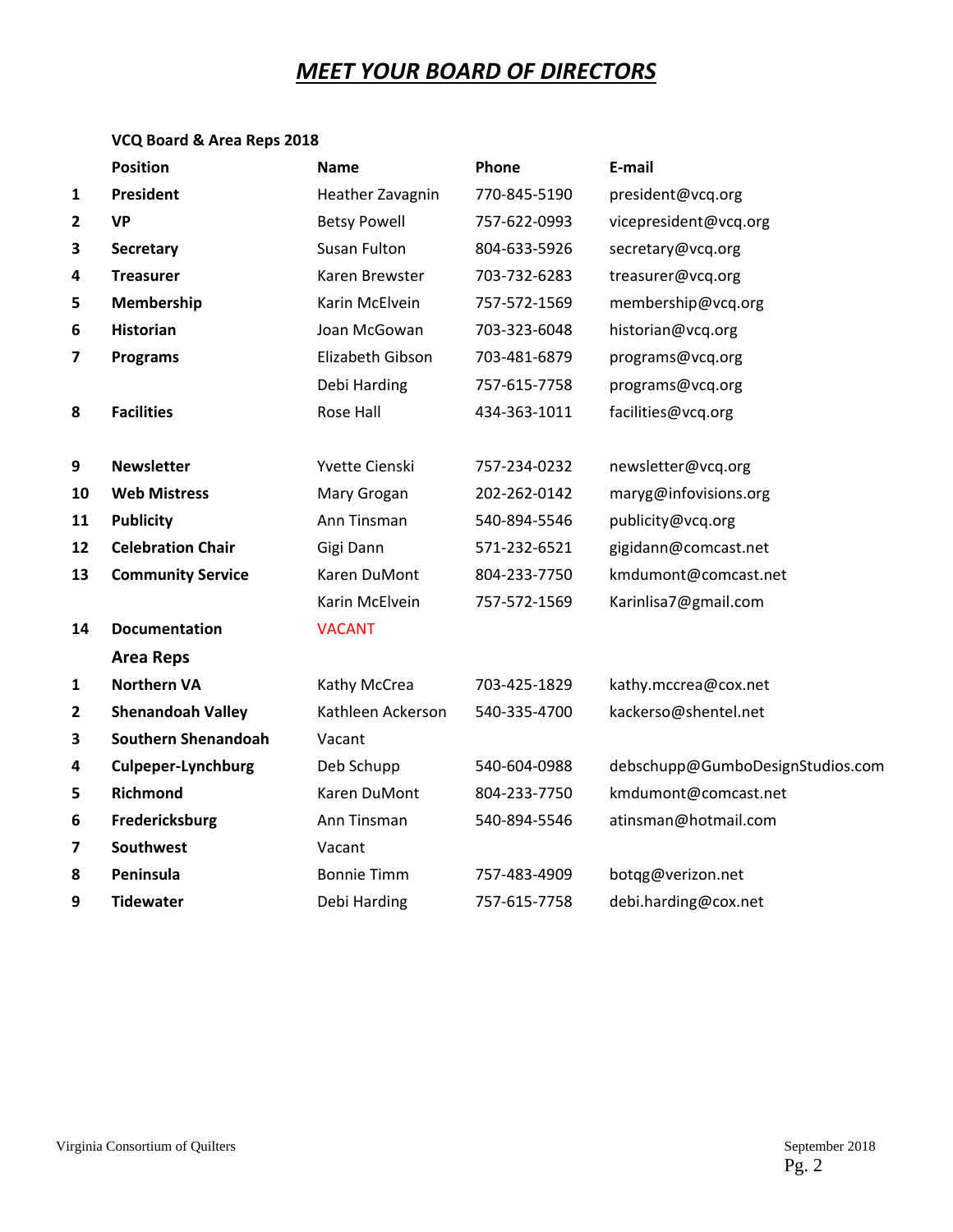# ***MEET YOUR BOARD OF DIRECTORS***

**VCQ Board & Area Reps 2018**

| | Position | Name | Phone | E-mail |
|---|---|---|---|---|
| **1** | **President** | Heather Zavagnin | 770-845-5190 | president@vcq.org |
| **2** | **VP** | Betsy Powell | 757-622-0993 | vicepresident@vcq.org |
| **3** | **Secretary** | Susan Fulton | 804-633-5926 | secretary@vcq.org |
| **4** | **Treasurer** | Karen Brewster | 703-732-6283 | treasurer@vcq.org |
| **5** | **Membership** | Karin McElvein | 757-572-1569 | membership@vcq.org |
| **6** | **Historian** | Joan McGowan | 703-323-6048 | historian@vcq.org |
| **7** | **Programs** | Elizabeth Gibson | 703-481-6879 | programs@vcq.org |
| | | Debi Harding | 757-615-7758 | programs@vcq.org |
| **8** | **Facilities** | Rose Hall | 434-363-1011 | facilities@vcq.org |
| **9** | **Newsletter** | Yvette Cienski | 757-234-0232 | newsletter@vcq.org |
| **10** | **Web Mistress** | Mary Grogan | 202-262-0142 | maryg@infovisions.org |
| **11** | **Publicity** | Ann Tinsman | 540-894-5546 | publicity@vcq.org |
| **12** | **Celebration Chair** | Gigi Dann | 571-232-6521 | gigidann@comcast.net |
| **13** | **Community Service** | Karen DuMont | 804-233-7750 | kmdumont@comcast.net |
| | | Karin McElvein | 757-572-1569 | Karinlisa7@gmail.com |
| **14** | **Documentation** | VACANT | | |
| | **Area Reps** | | | |
| **1** | **Northern VA** | Kathy McCrea | 703-425-1829 | kathy.mccrea@cox.net |
| **2** | **Shenandoah Valley** | Kathleen Ackerson | 540-335-4700 | kackerso@shentel.net |
| **3** | **Southern Shenandoah** | Vacant | | |
| **4** | **Culpeper-Lynchburg** | Deb Schupp | 540-604-0988 | debschupp@GumboDesignStudios.com |
| **5** | **Richmond** | Karen DuMont | 804-233-7750 | kmdumont@comcast.net |
| **6** | **Fredericksburg** | Ann Tinsman | 540-894-5546 | atinsman@hotmail.com |
| **7** | **Southwest** | Vacant | | |
| **8** | **Peninsula** | Bonnie Timm | 757-483-4909 | botqg@verizon.net |
| **9** | **Tidewater** | Debi Harding | 757-615-7758 | debi.harding@cox.net |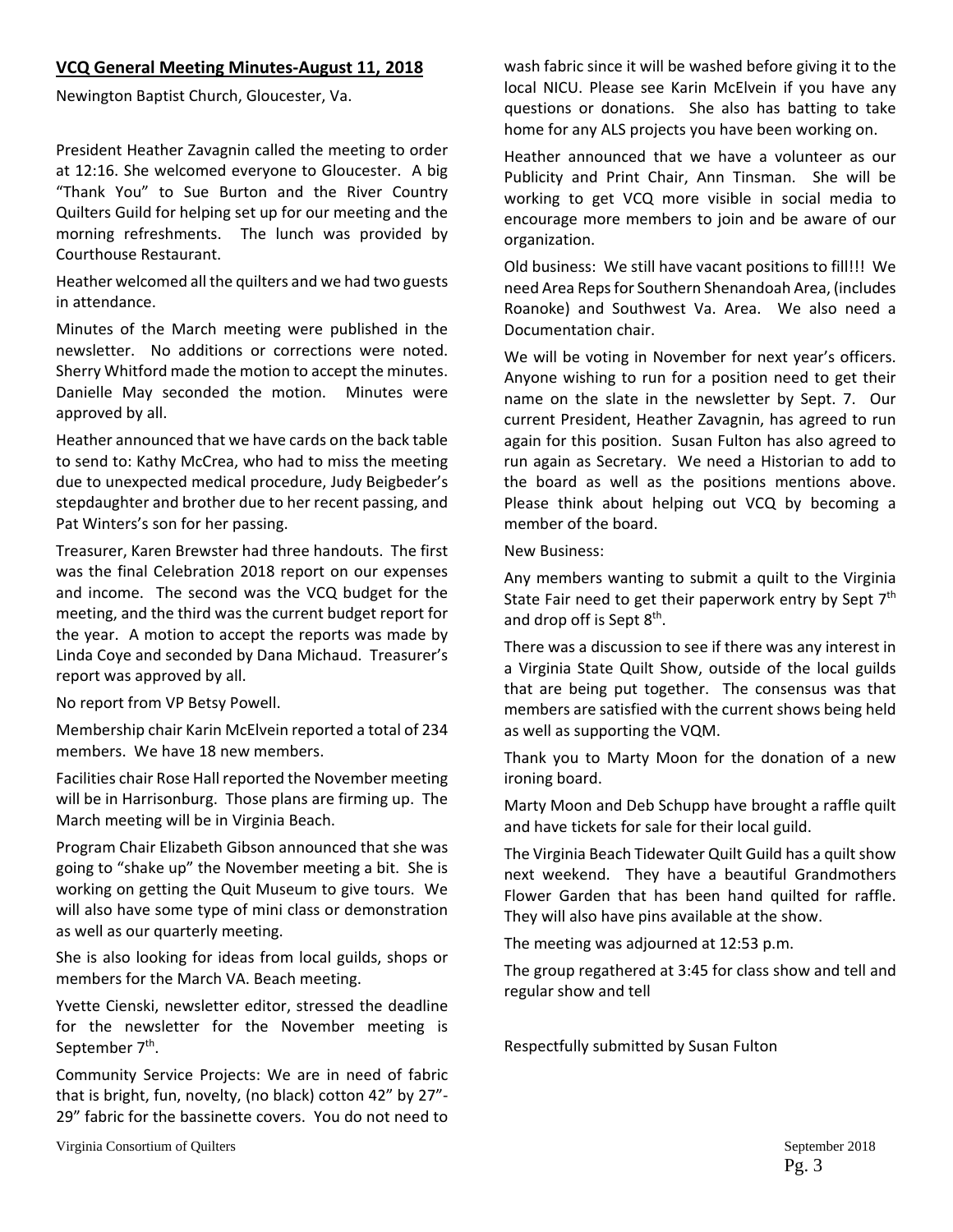## VCQ General Meeting Minutes-August 11, 2018

Newington Baptist Church, Gloucester, Va.

President Heather Zavagnin called the meeting to order at 12:16. She welcomed everyone to Gloucester. A big "Thank You" to Sue Burton and the River Country Quilters Guild for helping set up for our meeting and the morning refreshments. The lunch was provided by Courthouse Restaurant.

Heather welcomed all the quilters and we had two guests in attendance.

Minutes of the March meeting were published in the newsletter. No additions or corrections were noted. Sherry Whitford made the motion to accept the minutes. Danielle May seconded the motion. Minutes were approved by all.

Heather announced that we have cards on the back table to send to: Kathy McCrea, who had to miss the meeting due to unexpected medical procedure, Judy Beigbeder's stepdaughter and brother due to her recent passing, and Pat Winters's son for her passing.

Treasurer, Karen Brewster had three handouts. The first was the final Celebration 2018 report on our expenses and income. The second was the VCQ budget for the meeting, and the third was the current budget report for the year. A motion to accept the reports was made by Linda Coye and seconded by Dana Michaud. Treasurer's report was approved by all.

No report from VP Betsy Powell.

Membership chair Karin McElvein reported a total of 234 members. We have 18 new members.

Facilities chair Rose Hall reported the November meeting will be in Harrisonburg. Those plans are firming up. The March meeting will be in Virginia Beach.

Program Chair Elizabeth Gibson announced that she was going to "shake up" the November meeting a bit. She is working on getting the Quit Museum to give tours. We will also have some type of mini class or demonstration as well as our quarterly meeting.

She is also looking for ideas from local guilds, shops or members for the March VA. Beach meeting.

Yvette Cienski, newsletter editor, stressed the deadline for the newsletter for the November meeting is September 7th.

Community Service Projects: We are in need of fabric that is bright, fun, novelty, (no black) cotton 42" by 27"-29" fabric for the bassinette covers. You do not need to wash fabric since it will be washed before giving it to the local NICU. Please see Karin McElvein if you have any questions or donations. She also has batting to take home for any ALS projects you have been working on.

Heather announced that we have a volunteer as our Publicity and Print Chair, Ann Tinsman. She will be working to get VCQ more visible in social media to encourage more members to join and be aware of our organization.

Old business: We still have vacant positions to fill!!! We need Area Reps for Southern Shenandoah Area, (includes Roanoke) and Southwest Va. Area. We also need a Documentation chair.

We will be voting in November for next year's officers. Anyone wishing to run for a position need to get their name on the slate in the newsletter by Sept. 7. Our current President, Heather Zavagnin, has agreed to run again for this position. Susan Fulton has also agreed to run again as Secretary. We need a Historian to add to the board as well as the positions mentions above. Please think about helping out VCQ by becoming a member of the board.

New Business:

Any members wanting to submit a quilt to the Virginia State Fair need to get their paperwork entry by Sept 7th and drop off is Sept 8th.

There was a discussion to see if there was any interest in a Virginia State Quilt Show, outside of the local guilds that are being put together. The consensus was that members are satisfied with the current shows being held as well as supporting the VQM.

Thank you to Marty Moon for the donation of a new ironing board.

Marty Moon and Deb Schupp have brought a raffle quilt and have tickets for sale for their local guild.

The Virginia Beach Tidewater Quilt Guild has a quilt show next weekend. They have a beautiful Grandmothers Flower Garden that has been hand quilted for raffle. They will also have pins available at the show.

The meeting was adjourned at 12:53 p.m.

The group regathered at 3:45 for class show and tell and regular show and tell

Respectfully submitted by Susan Fulton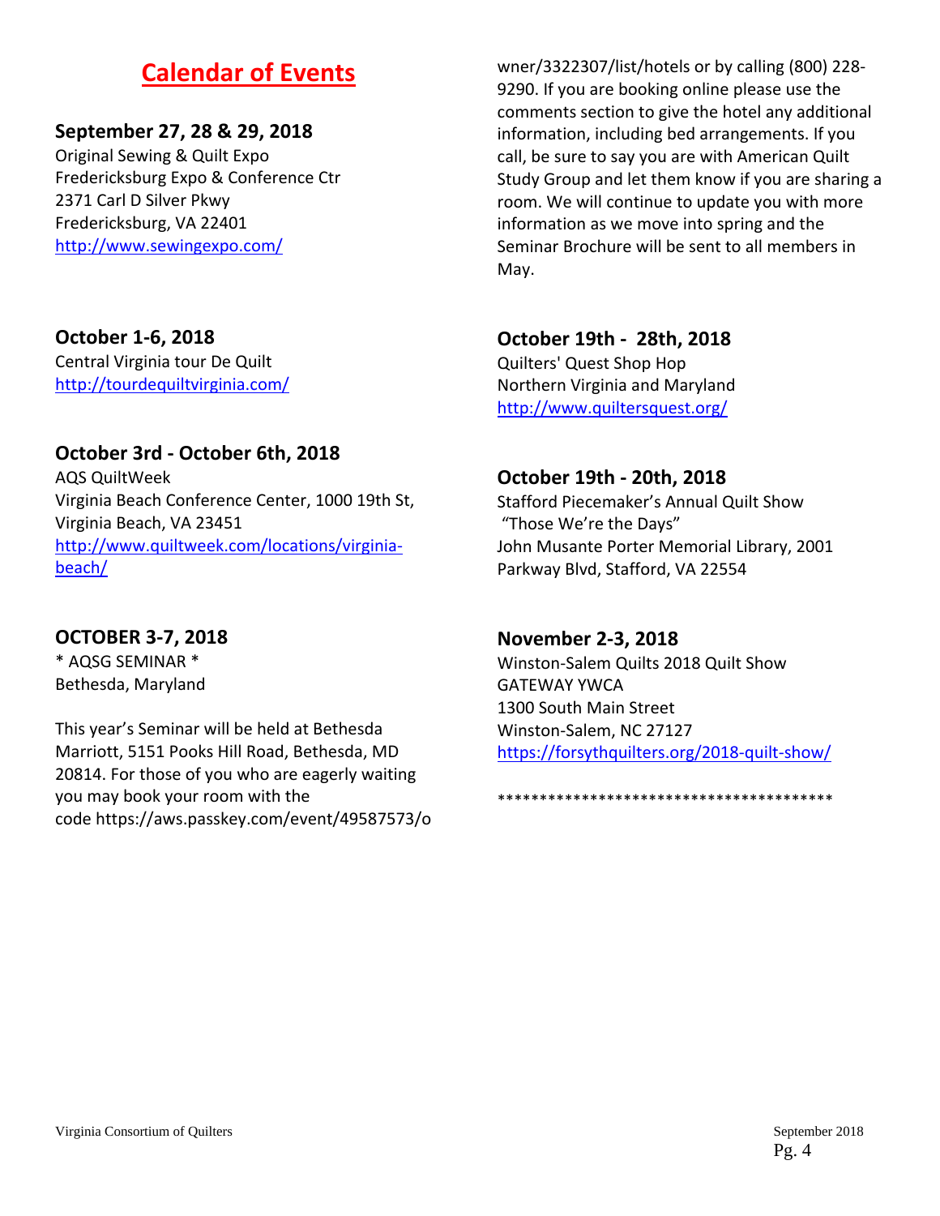# Calendar of Events

### September 27, 28 & 29, 2018

Original Sewing & Quilt Expo
Fredericksburg Expo & Conference Ctr
2371 Carl D Silver Pkwy
Fredericksburg, VA 22401
http://www.sewingexpo.com/

### October 1-6, 2018

Central Virginia tour De Quilt
http://tourdequiltvirginia.com/

### October 3rd - October 6th, 2018

AQS QuiltWeek
Virginia Beach Conference Center, 1000 19th St, Virginia Beach, VA 23451
http://www.quiltweek.com/locations/virginia-beach/

### OCTOBER 3-7, 2018

* AQSG SEMINAR *
Bethesda, Maryland

This year's Seminar will be held at Bethesda Marriott, 5151 Pooks Hill Road, Bethesda, MD 20814. For those of you who are eagerly waiting you may book your room with the code https://aws.passkey.com/event/49587573/owner/3322307/list/hotels or by calling (800) 228-9290. If you are booking online please use the comments section to give the hotel any additional information, including bed arrangements. If you call, be sure to say you are with American Quilt Study Group and let them know if you are sharing a room. We will continue to update you with more information as we move into spring and the Seminar Brochure will be sent to all members in May.

### October 19th - 28th, 2018

Quilters' Quest Shop Hop
Northern Virginia and Maryland
http://www.quiltersquest.org/

### October 19th - 20th, 2018

Stafford Piecemaker's Annual Quilt Show
"Those We're the Days"
John Musante Porter Memorial Library, 2001 Parkway Blvd, Stafford, VA 22554

### November 2-3, 2018

Winston-Salem Quilts 2018 Quilt Show
GATEWAY YWCA
1300 South Main Street
Winston-Salem, NC 27127
https://forsythquilters.org/2018-quilt-show/

*****************************************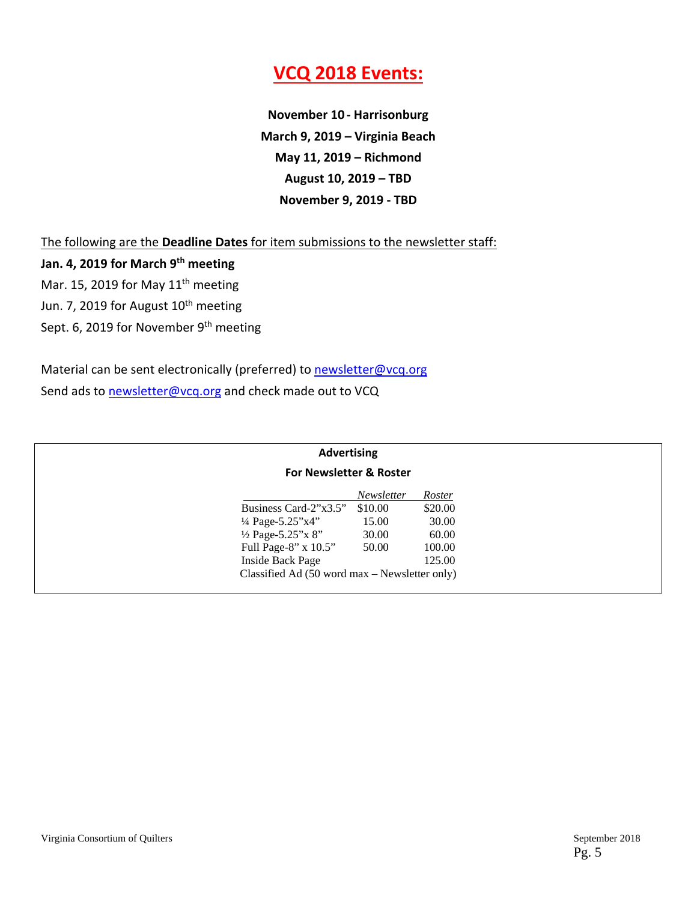# VCQ 2018 Events:

**November 10 - Harrisonburg**
**March 9, 2019 – Virginia Beach**
**May 11, 2019 – Richmond**
**August 10, 2019 – TBD**
**November 9, 2019 - TBD**

The following are the **Deadline Dates** for item submissions to the newsletter staff:

**Jan. 4, 2019 for March 9th meeting**
Mar. 15, 2019 for May 11th meeting
Jun. 7, 2019 for August 10th meeting
Sept. 6, 2019 for November 9th meeting

Material can be sent electronically (preferred) to newsletter@vcq.org
Send ads to newsletter@vcq.org and check made out to VCQ

**Advertising**

**For Newsletter & Roster**

| | *Newsletter* | *Roster* |
|---|---|---|
| Business Card-2"x3.5" | $10.00 | $20.00 |
| ¼ Page-5.25"x4" | 15.00 | 30.00 |
| ½ Page-5.25"x 8" | 30.00 | 60.00 |
| Full Page-8" x 10.5" | 50.00 | 100.00 |
| Inside Back Page | | 125.00 |
| Classified Ad (50 word max – Newsletter only) | | |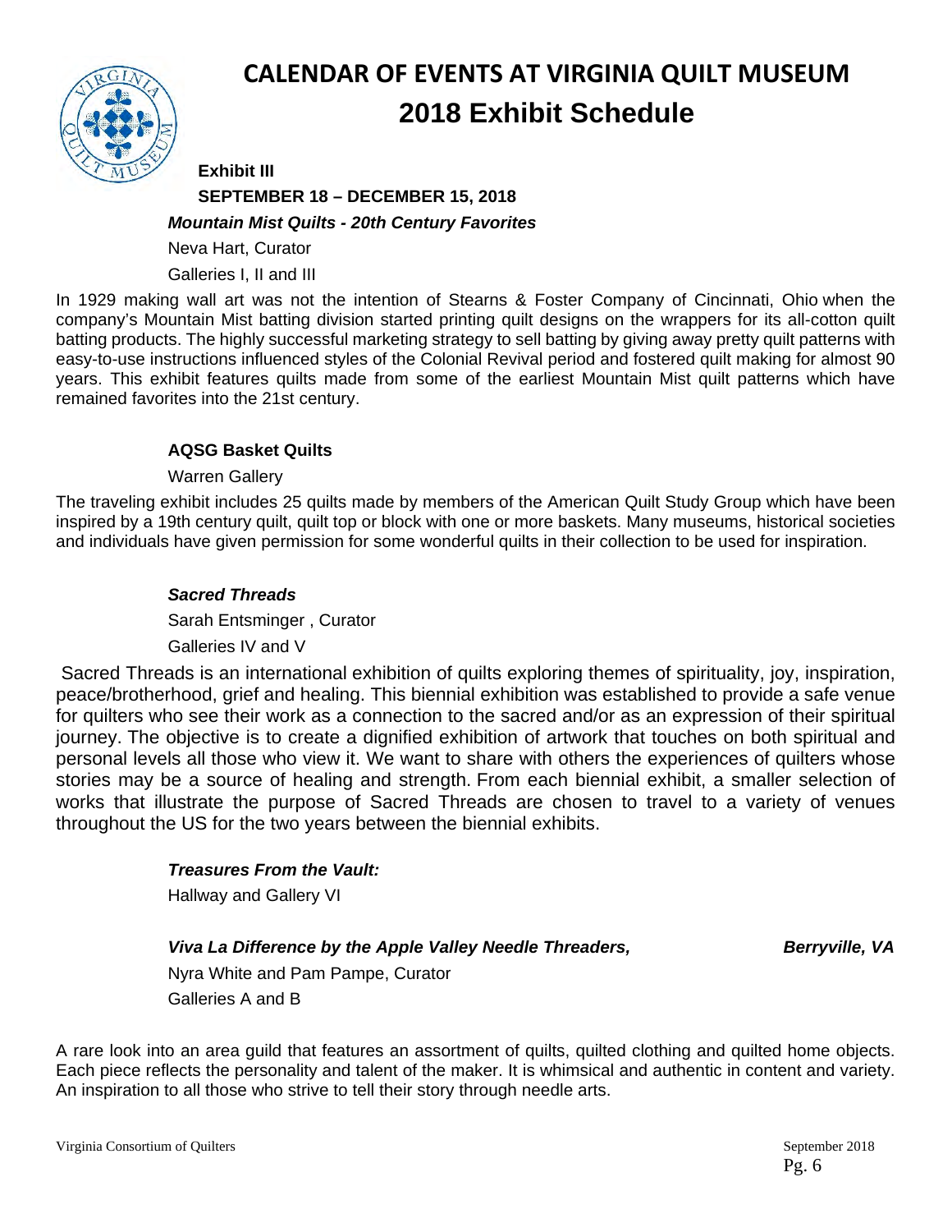# CALENDAR OF EVENTS AT VIRGINIA QUILT MUSEUM

## 2018 Exhibit Schedule

**Exhibit III**

**SEPTEMBER 18 – DECEMBER 15, 2018**

***Mountain Mist Quilts - 20th Century Favorites***

Neva Hart, Curator

Galleries I, II and III

In 1929 making wall art was not the intention of Stearns & Foster Company of Cincinnati, Ohio when the company's Mountain Mist batting division started printing quilt designs on the wrappers for its all-cotton quilt batting products. The highly successful marketing strategy to sell batting by giving away pretty quilt patterns with easy-to-use instructions influenced styles of the Colonial Revival period and fostered quilt making for almost 90 years. This exhibit features quilts made from some of the earliest Mountain Mist quilt patterns which have remained favorites into the 21st century.

**AQSG Basket Quilts**

Warren Gallery

The traveling exhibit includes 25 quilts made by members of the American Quilt Study Group which have been inspired by a 19th century quilt, quilt top or block with one or more baskets. Many museums, historical societies and individuals have given permission for some wonderful quilts in their collection to be used for inspiration.

***Sacred Threads***

Sarah Entsminger , Curator

Galleries IV and V

Sacred Threads is an international exhibition of quilts exploring themes of spirituality, joy, inspiration, peace/brotherhood, grief and healing. This biennial exhibition was established to provide a safe venue for quilters who see their work as a connection to the sacred and/or as an expression of their spiritual journey. The objective is to create a dignified exhibition of artwork that touches on both spiritual and personal levels all those who view it. We want to share with others the experiences of quilters whose stories may be a source of healing and strength. From each biennial exhibit, a smaller selection of works that illustrate the purpose of Sacred Threads are chosen to travel to a variety of venues throughout the US for the two years between the biennial exhibits.

***Treasures From the Vault:***

Hallway and Gallery VI

***Viva La Difference by the Apple Valley Needle Threaders, Berryville, VA***

Nyra White and Pam Pampe, Curator

Galleries A and B

A rare look into an area guild that features an assortment of quilts, quilted clothing and quilted home objects. Each piece reflects the personality and talent of the maker. It is whimsical and authentic in content and variety. An inspiration to all those who strive to tell their story through needle arts.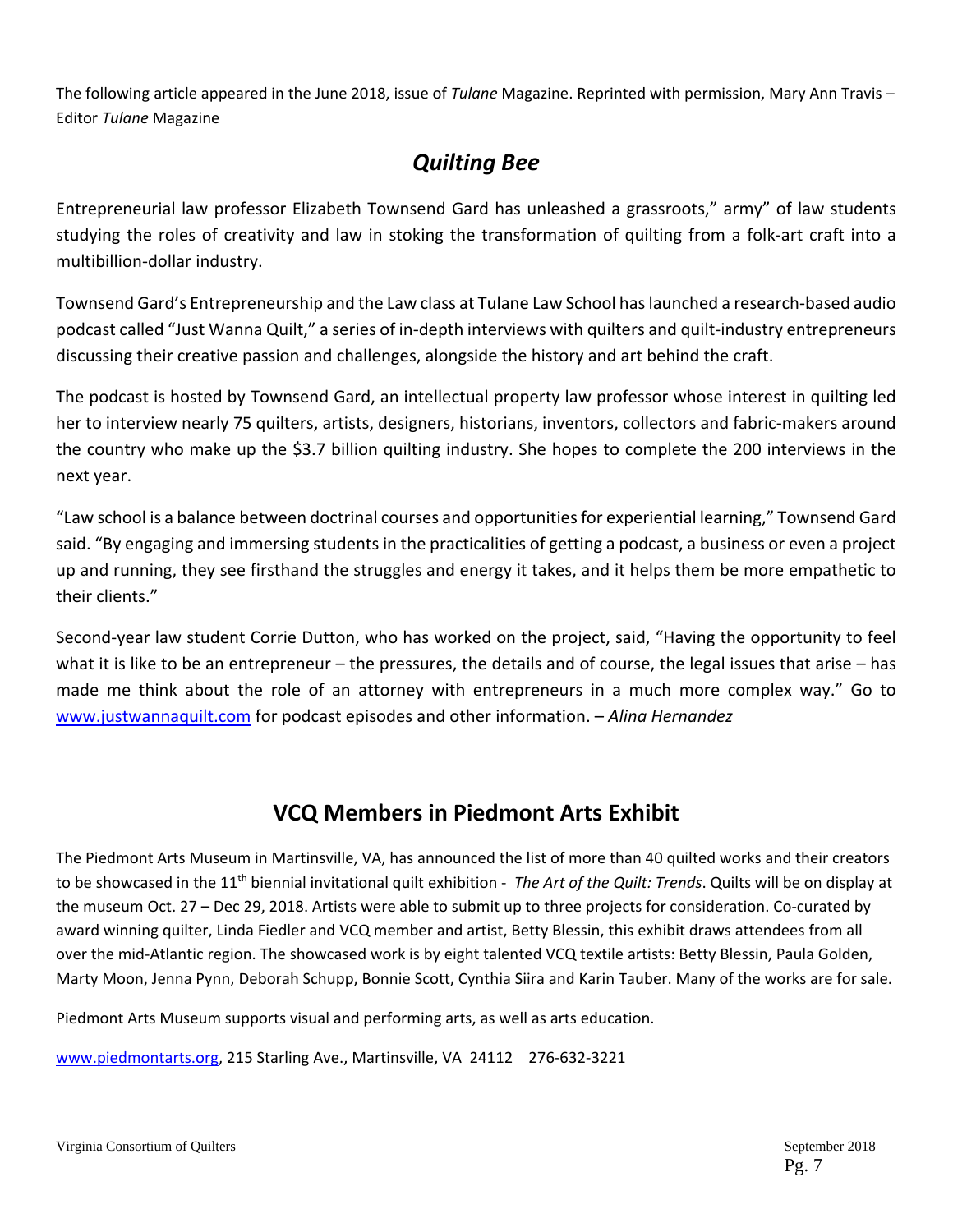The following article appeared in the June 2018, issue of *Tulane* Magazine. Reprinted with permission, Mary Ann Travis – Editor *Tulane* Magazine

## *Quilting Bee*

Entrepreneurial law professor Elizabeth Townsend Gard has unleashed a grassroots," army" of law students studying the roles of creativity and law in stoking the transformation of quilting from a folk-art craft into a multibillion-dollar industry.

Townsend Gard's Entrepreneurship and the Law class at Tulane Law School has launched a research-based audio podcast called "Just Wanna Quilt," a series of in-depth interviews with quilters and quilt-industry entrepreneurs discussing their creative passion and challenges, alongside the history and art behind the craft.

The podcast is hosted by Townsend Gard, an intellectual property law professor whose interest in quilting led her to interview nearly 75 quilters, artists, designers, historians, inventors, collectors and fabric-makers around the country who make up the $3.7 billion quilting industry. She hopes to complete the 200 interviews in the next year.

"Law school is a balance between doctrinal courses and opportunities for experiential learning," Townsend Gard said. "By engaging and immersing students in the practicalities of getting a podcast, a business or even a project up and running, they see firsthand the struggles and energy it takes, and it helps them be more empathetic to their clients."

Second-year law student Corrie Dutton, who has worked on the project, said, "Having the opportunity to feel what it is like to be an entrepreneur – the pressures, the details and of course, the legal issues that arise – has made me think about the role of an attorney with entrepreneurs in a much more complex way." Go to www.justwannaquilt.com for podcast episodes and other information. – *Alina Hernandez*

## VCQ Members in Piedmont Arts Exhibit

The Piedmont Arts Museum in Martinsville, VA, has announced the list of more than 40 quilted works and their creators to be showcased in the 11th biennial invitational quilt exhibition - *The Art of the Quilt: Trends*. Quilts will be on display at the museum Oct. 27 – Dec 29, 2018. Artists were able to submit up to three projects for consideration. Co-curated by award winning quilter, Linda Fiedler and VCQ member and artist, Betty Blessin, this exhibit draws attendees from all over the mid-Atlantic region. The showcased work is by eight talented VCQ textile artists: Betty Blessin, Paula Golden, Marty Moon, Jenna Pynn, Deborah Schupp, Bonnie Scott, Cynthia Siira and Karin Tauber. Many of the works are for sale.

Piedmont Arts Museum supports visual and performing arts, as well as arts education.

www.piedmontarts.org, 215 Starling Ave., Martinsville, VA 24112 276-632-3221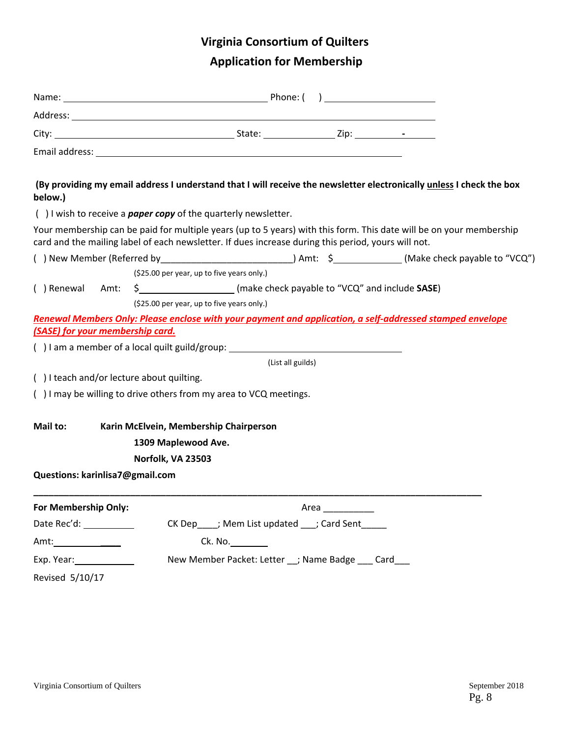# Virginia Consortium of Quilters
## Application for Membership

Name: ______________________________ Phone: (    ) ________________

Address: ____________________________________________________

City: ___________________________ State: __________ Zip: _______-_____

Email address: _____________________________________________

**(By providing my email address I understand that I will receive the newsletter electronically unless I check the box below.)**

(  ) I wish to receive a ***paper copy*** of the quarterly newsletter.

Your membership can be paid for multiple years (up to 5 years) with this form. This date will be on your membership card and the mailing label of each newsletter. If dues increase during this period, yours will not.

(  ) New Member (Referred by_________________________) Amt: $____________ (Make check payable to "VCQ")

($25.00 per year, up to five years only.)

(  ) Renewal    Amt: $________________ (make check payable to "VCQ" and include **SASE**)

($25.00 per year, up to five years only.)

***Renewal Members Only: Please enclose with your payment and application, a self-addressed stamped envelope (SASE) for your membership card.***

(  ) I am a member of a local quilt guild/group: ______________________________

(List all guilds)

(  ) I teach and/or lecture about quilting.

(  ) I may be willing to drive others from my area to VCQ meetings.

**Mail to:** **Karin McElvein, Membership Chairperson**
**1309 Maplewood Ave.**
**Norfolk, VA 23503**

**Questions: karinlisa7@gmail.com**

---

**For Membership Only:** Area __________

Date Rec'd: __________   CK Dep____; Mem List updated ___; Card Sent_____

Amt: __________   Ck. No. _______

Exp. Year: ____________   New Member Packet: Letter __; Name Badge ___ Card___

Revised 5/10/17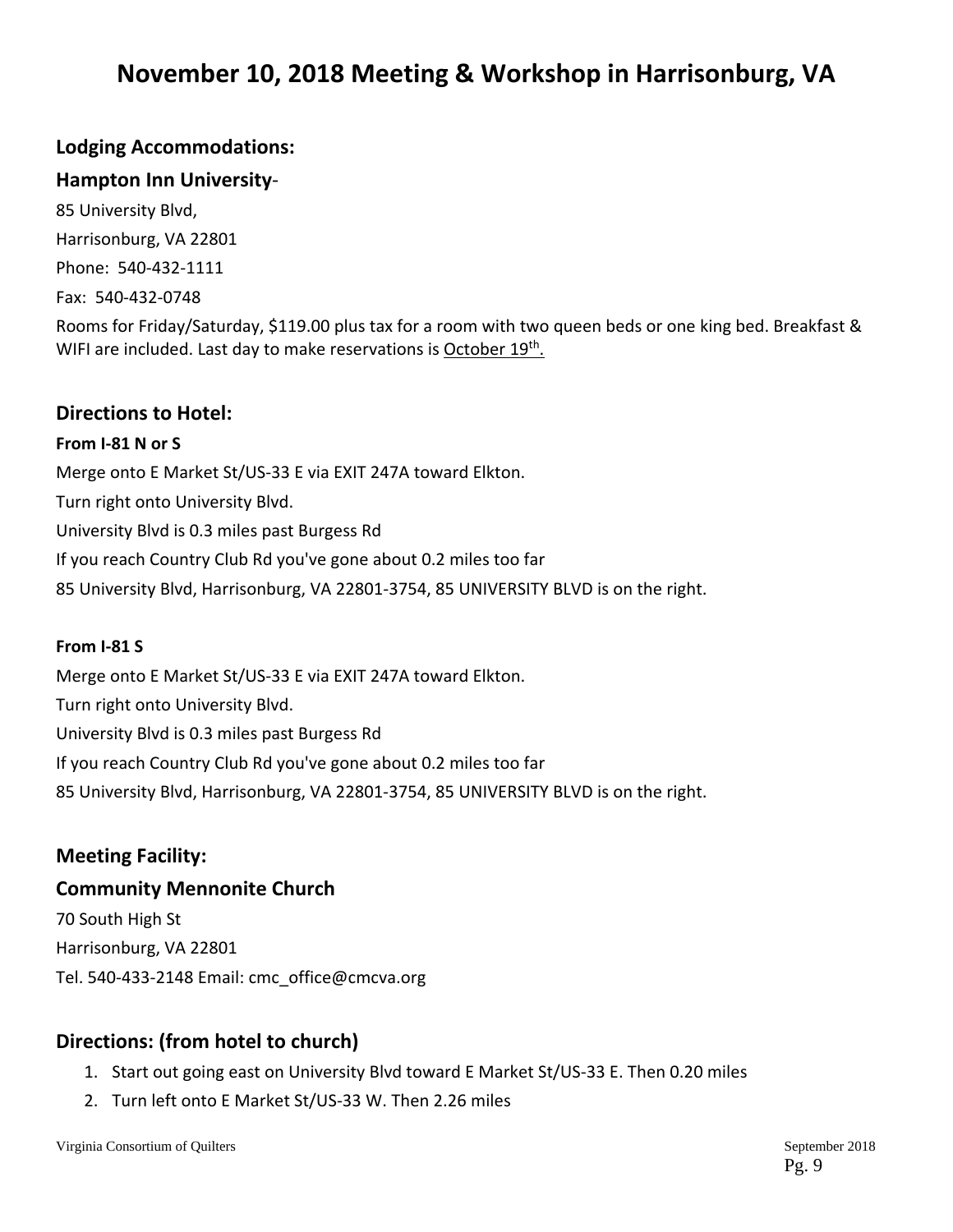# November 10, 2018 Meeting & Workshop in Harrisonburg, VA

## Lodging Accommodations:

## Hampton Inn University-

85 University Blvd,

Harrisonburg, VA 22801

Phone: 540-432-1111

Fax: 540-432-0748

Rooms for Friday/Saturday, $119.00 plus tax for a room with two queen beds or one king bed. Breakfast & WIFI are included. Last day to make reservations is October 19th.

## Directions to Hotel:

**From I-81 N or S**

Merge onto E Market St/US-33 E via EXIT 247A toward Elkton.

Turn right onto University Blvd.

University Blvd is 0.3 miles past Burgess Rd

If you reach Country Club Rd you've gone about 0.2 miles too far

85 University Blvd, Harrisonburg, VA 22801-3754, 85 UNIVERSITY BLVD is on the right.

**From I-81 S**

Merge onto E Market St/US-33 E via EXIT 247A toward Elkton.

Turn right onto University Blvd.

University Blvd is 0.3 miles past Burgess Rd

If you reach Country Club Rd you've gone about 0.2 miles too far

85 University Blvd, Harrisonburg, VA 22801-3754, 85 UNIVERSITY BLVD is on the right.

## Meeting Facility:

## Community Mennonite Church

70 South High St

Harrisonburg, VA 22801

Tel. 540-433-2148 Email: cmc_office@cmcva.org

## Directions: (from hotel to church)

1. Start out going east on University Blvd toward E Market St/US-33 E. Then 0.20 miles
2. Turn left onto E Market St/US-33 W. Then 2.26 miles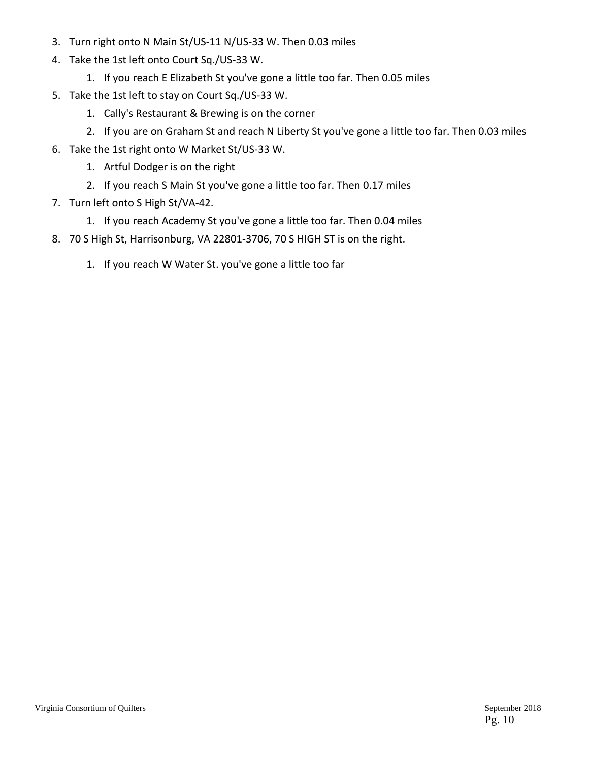3. Turn right onto N Main St/US-11 N/US-33 W. Then 0.03 miles
4. Take the 1st left onto Court Sq./US-33 W.
    1. If you reach E Elizabeth St you've gone a little too far. Then 0.05 miles
5. Take the 1st left to stay on Court Sq./US-33 W.
    1. Cally's Restaurant & Brewing is on the corner
    2. If you are on Graham St and reach N Liberty St you've gone a little too far. Then 0.03 miles
6. Take the 1st right onto W Market St/US-33 W.
    1. Artful Dodger is on the right
    2. If you reach S Main St you've gone a little too far. Then 0.17 miles
7. Turn left onto S High St/VA-42.
    1. If you reach Academy St you've gone a little too far. Then 0.04 miles
8. 70 S High St, Harrisonburg, VA 22801-3706, 70 S HIGH ST is on the right.
    1. If you reach W Water St. you've gone a little too far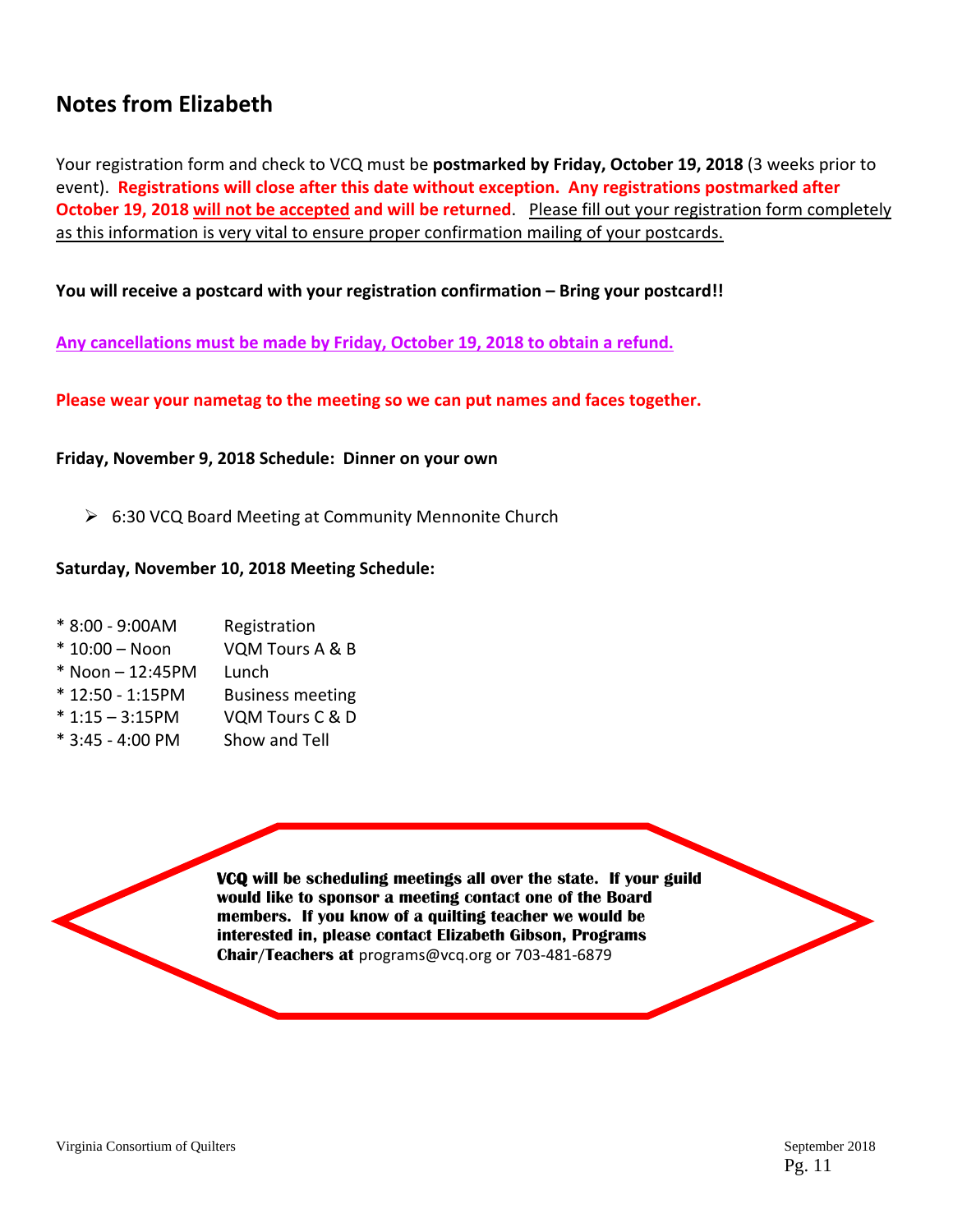## Notes from Elizabeth

Your registration form and check to VCQ must be **postmarked by Friday, October 19, 2018** (3 weeks prior to event). **Registrations will close after this date without exception. Any registrations postmarked after October 19, 2018 will not be accepted and will be returned**. Please fill out your registration form completely as this information is very vital to ensure proper confirmation mailing of your postcards.

**You will receive a postcard with your registration confirmation – Bring your postcard!!**

**Any cancellations must be made by Friday, October 19, 2018 to obtain a refund.**

**Please wear your nametag to the meeting so we can put names and faces together.**

**Friday, November 9, 2018 Schedule: Dinner on your own**

- 6:30 VCQ Board Meeting at Community Mennonite Church

**Saturday, November 10, 2018 Meeting Schedule:**

| | |
|---|---|
| * 8:00 - 9:00AM | Registration |
| * 10:00 – Noon | VQM Tours A & B |
| * Noon – 12:45PM | Lunch |
| * 12:50 - 1:15PM | Business meeting |
| * 1:15 – 3:15PM | VQM Tours C & D |
| * 3:45 - 4:00 PM | Show and Tell |

**VCQ will be scheduling meetings all over the state. If your guild would like to sponsor a meeting contact one of the Board members. If you know of a quilting teacher we would be interested in, please contact Elizabeth Gibson, Programs Chair/Teachers at** programs@vcq.org or 703-481-6879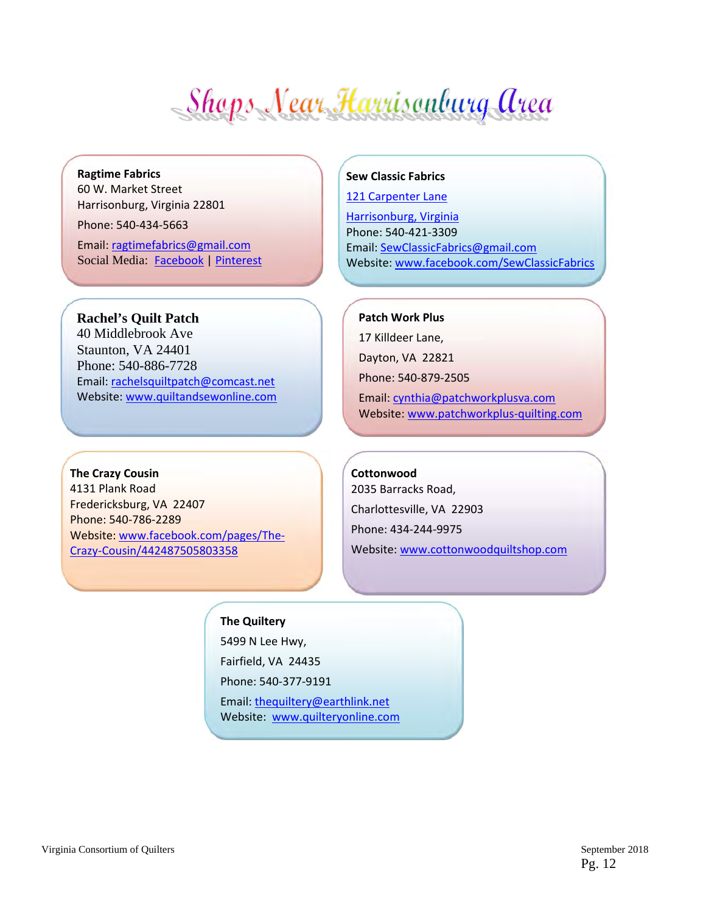# Shops Near Harrisonburg Area

**Ragtime Fabrics**
60 W. Market Street
Harrisonburg, Virginia 22801
Phone: 540-434-5663
Email: ragtimefabrics@gmail.com
Social Media: Facebook | Pinterest

**Sew Classic Fabrics**
121 Carpenter Lane
Harrisonburg, Virginia
Phone: 540-421-3309
Email: SewClassicFabrics@gmail.com
Website: www.facebook.com/SewClassicFabrics

**Rachel's Quilt Patch**
40 Middlebrook Ave
Staunton, VA 24401
Phone: 540-886-7728
Email: rachelsquiltpatch@comcast.net
Website: www.quiltandsewonline.com

**Patch Work Plus**
17 Killdeer Lane,
Dayton, VA 22821
Phone: 540-879-2505
Email: cynthia@patchworkplusva.com
Website: www.patchworkplus-quilting.com

**The Crazy Cousin**
4131 Plank Road
Fredericksburg, VA 22407
Phone: 540-786-2289
Website: www.facebook.com/pages/The-Crazy-Cousin/442487505803358

**Cottonwood**
2035 Barracks Road,
Charlottesville, VA 22903
Phone: 434-244-9975
Website: www.cottonwoodquiltshop.com

**The Quiltery**
5499 N Lee Hwy,
Fairfield, VA 24435
Phone: 540-377-9191
Email: thequiltery@earthlink.net
Website: www.quilteryonline.com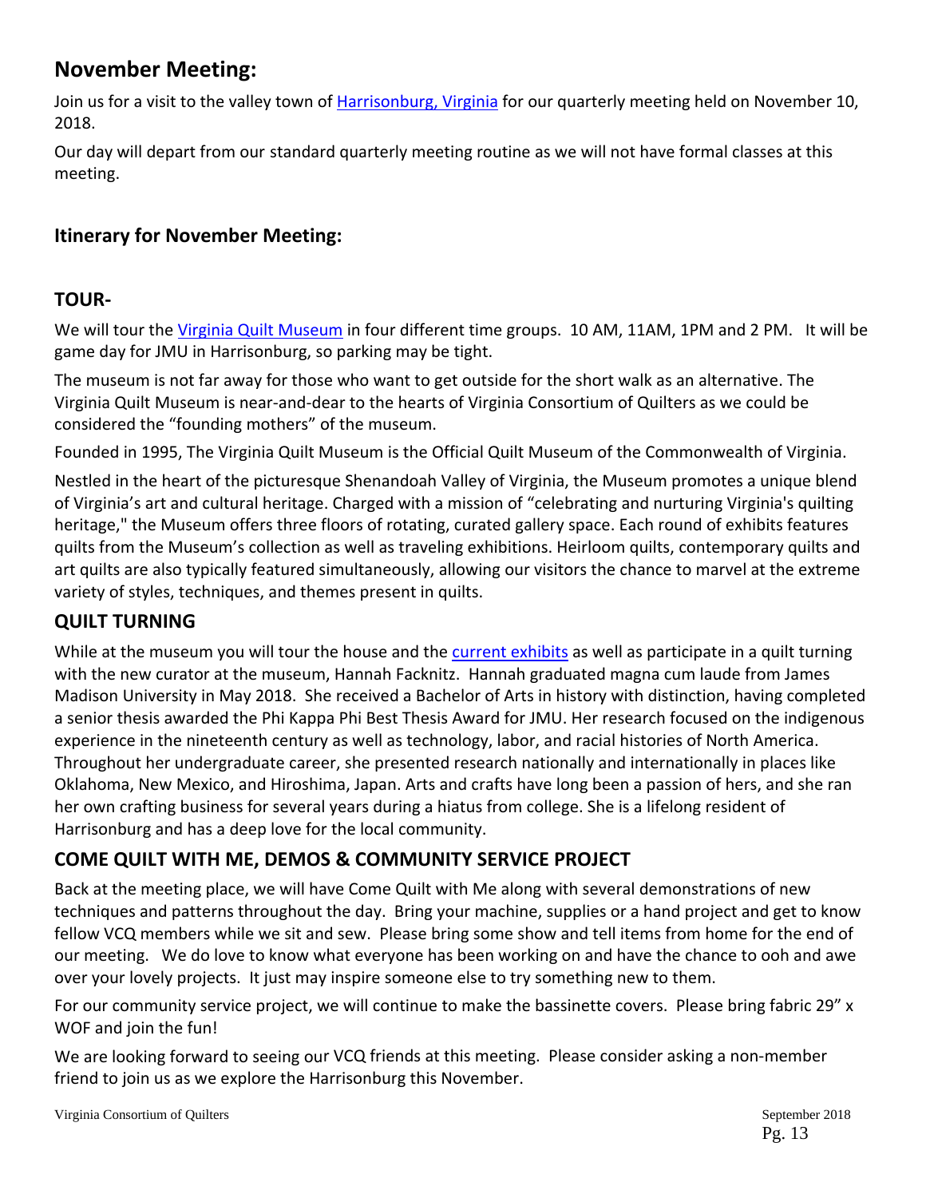## November Meeting:

Join us for a visit to the valley town of [Harrisonburg, Virginia] for our quarterly meeting held on November 10, 2018.

Our day will depart from our standard quarterly meeting routine as we will not have formal classes at this meeting.

### Itinerary for November Meeting:

### TOUR-

We will tour the Virginia Quilt Museum in four different time groups. 10 AM, 11AM, 1PM and 2 PM. It will be game day for JMU in Harrisonburg, so parking may be tight.

The museum is not far away for those who want to get outside for the short walk as an alternative. The Virginia Quilt Museum is near-and-dear to the hearts of Virginia Consortium of Quilters as we could be considered the "founding mothers" of the museum.

Founded in 1995, The Virginia Quilt Museum is the Official Quilt Museum of the Commonwealth of Virginia.

Nestled in the heart of the picturesque Shenandoah Valley of Virginia, the Museum promotes a unique blend of Virginia's art and cultural heritage. Charged with a mission of "celebrating and nurturing Virginia's quilting heritage," the Museum offers three floors of rotating, curated gallery space. Each round of exhibits features quilts from the Museum's collection as well as traveling exhibitions. Heirloom quilts, contemporary quilts and art quilts are also typically featured simultaneously, allowing our visitors the chance to marvel at the extreme variety of styles, techniques, and themes present in quilts.

### QUILT TURNING

While at the museum you will tour the house and the current exhibits as well as participate in a quilt turning with the new curator at the museum, Hannah Facknitz. Hannah graduated magna cum laude from James Madison University in May 2018. She received a Bachelor of Arts in history with distinction, having completed a senior thesis awarded the Phi Kappa Phi Best Thesis Award for JMU. Her research focused on the indigenous experience in the nineteenth century as well as technology, labor, and racial histories of North America. Throughout her undergraduate career, she presented research nationally and internationally in places like Oklahoma, New Mexico, and Hiroshima, Japan. Arts and crafts have long been a passion of hers, and she ran her own crafting business for several years during a hiatus from college. She is a lifelong resident of Harrisonburg and has a deep love for the local community.

### COME QUILT WITH ME, DEMOS & COMMUNITY SERVICE PROJECT

Back at the meeting place, we will have Come Quilt with Me along with several demonstrations of new techniques and patterns throughout the day. Bring your machine, supplies or a hand project and get to know fellow VCQ members while we sit and sew. Please bring some show and tell items from home for the end of our meeting. We do love to know what everyone has been working on and have the chance to ooh and awe over your lovely projects. It just may inspire someone else to try something new to them.

For our community service project, we will continue to make the bassinette covers. Please bring fabric 29" x WOF and join the fun!

We are looking forward to seeing our VCQ friends at this meeting. Please consider asking a non-member friend to join us as we explore the Harrisonburg this November.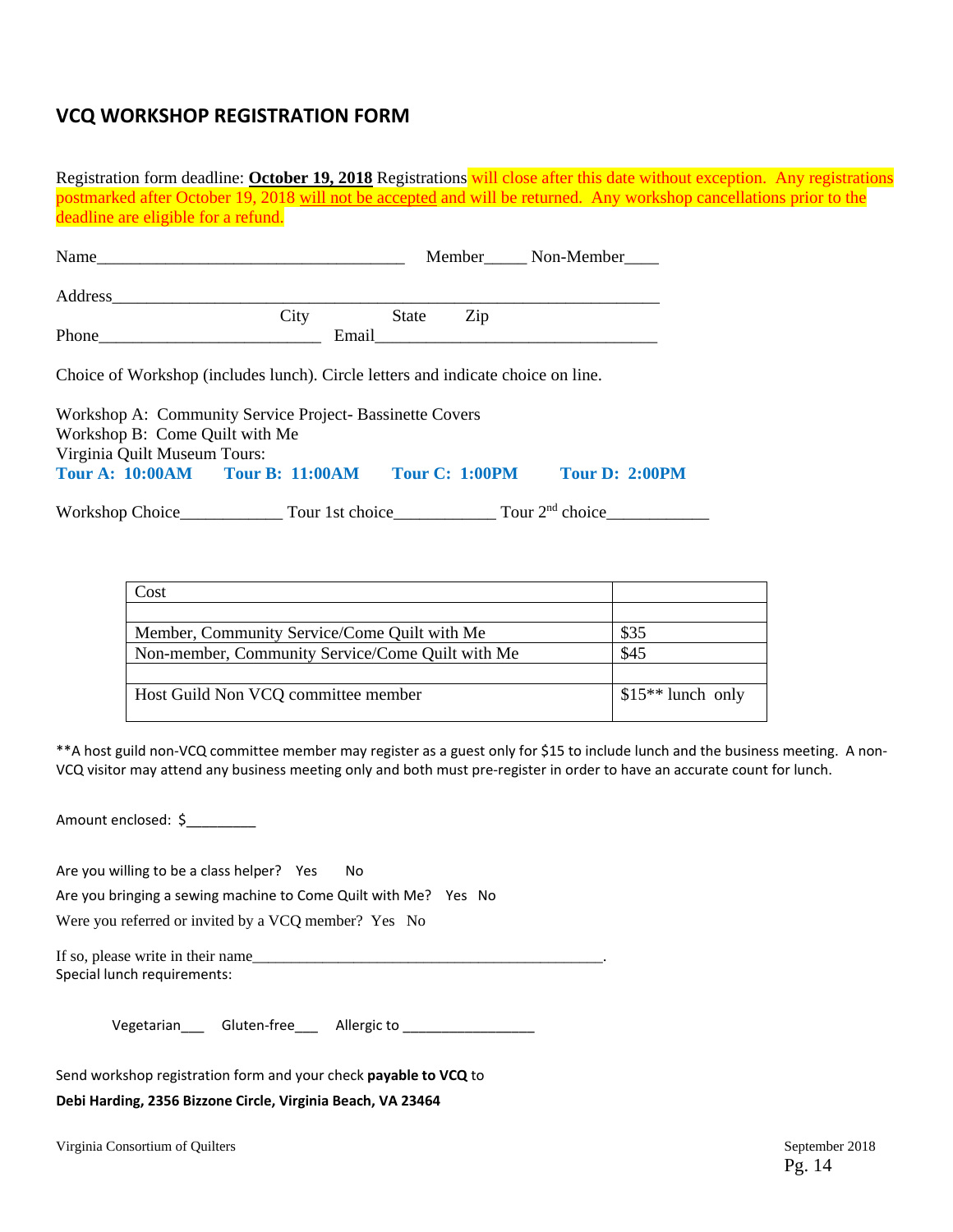## VCQ WORKSHOP REGISTRATION FORM

Registration form deadline: **October 19, 2018** Registrations will close after this date without exception. Any registrations postmarked after October 19, 2018 will not be accepted and will be returned. Any workshop cancellations prior to the deadline are eligible for a refund.

Name_____________________________________ Member_____ Non-Member____

Address_________________________________________________________________
City State Zip

Phone__________________________ Email_________________________________

Choice of Workshop (includes lunch). Circle letters and indicate choice on line.

Workshop A: Community Service Project- Bassinette Covers
Workshop B: Come Quilt with Me
Virginia Quilt Museum Tours:
**Tour A: 10:00AM** **Tour B: 11:00AM** **Tour C: 1:00PM** **Tour D: 2:00PM**

Workshop Choice____________ Tour 1st choice____________ Tour 2nd choice____________

| Cost | |
|---|---|
| | |
| Member, Community Service/Come Quilt with Me | $35 |
| Non-member, Community Service/Come Quilt with Me | $45 |
| | |
| Host Guild Non VCQ committee member | $15** lunch only |

**A host guild non-VCQ committee member may register as a guest only for $15 to include lunch and the business meeting. A non-VCQ visitor may attend any business meeting only and both must pre-register in order to have an accurate count for lunch.

Amount enclosed: $_________

Are you willing to be a class helper? Yes No

Are you bringing a sewing machine to Come Quilt with Me? Yes No

Were you referred or invited by a VCQ member? Yes No

If so, please write in their name_______________________________________________.
Special lunch requirements:

Vegetarian___ Gluten-free___ Allergic to _________________

Send workshop registration form and your check **payable to VCQ** to

**Debi Harding, 2356 Bizzone Circle, Virginia Beach, VA 23464**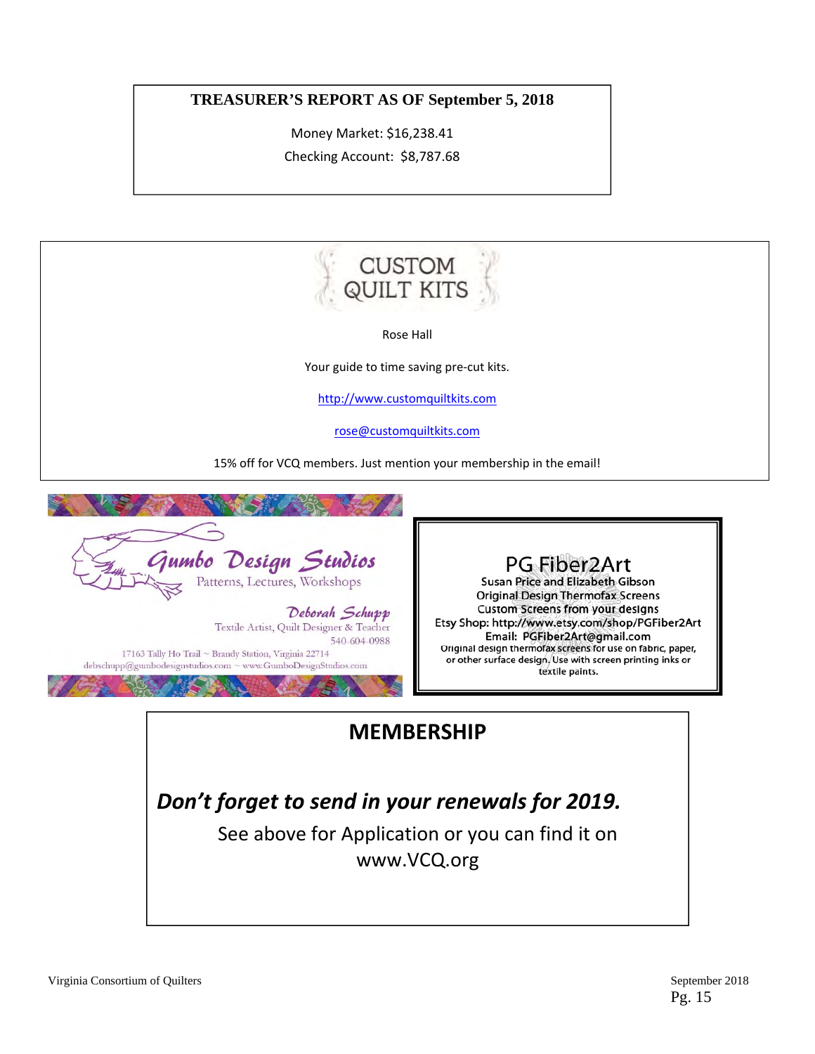## TREASURER'S REPORT AS OF September 5, 2018

Money Market: $16,238.41

Checking Account: $8,787.68

CUSTOM QUILT KITS

Rose Hall

Your guide to time saving pre-cut kits.

http://www.customquiltkits.com

rose@customquiltkits.com

15% off for VCQ members. Just mention your membership in the email!

Gumbo Design Studios

Patterns, Lectures, Workshops

Deborah Schupp

Textile Artist, Quilt Designer & Teacher

540-604-0988

17163 Tally Ho Trail ~ Brandy Station, Virginia 22714

debschupp@gumbodesignstudios.com ~ www.GumboDesignStudios.com

PG Fiber2Art

Susan Price and Elizabeth Gibson

Original Design Thermofax Screens

Custom Screens from your designs

Etsy Shop: http://www.etsy.com/shop/PGFiber2Art

Email: PGFiber2Art@gmail.com

Original design thermofax screens for use on fabric, paper, or other surface design. Use with screen printing inks or textile paints.

## MEMBERSHIP

***Don't forget to send in your renewals for 2019.***

See above for Application or you can find it on www.VCQ.org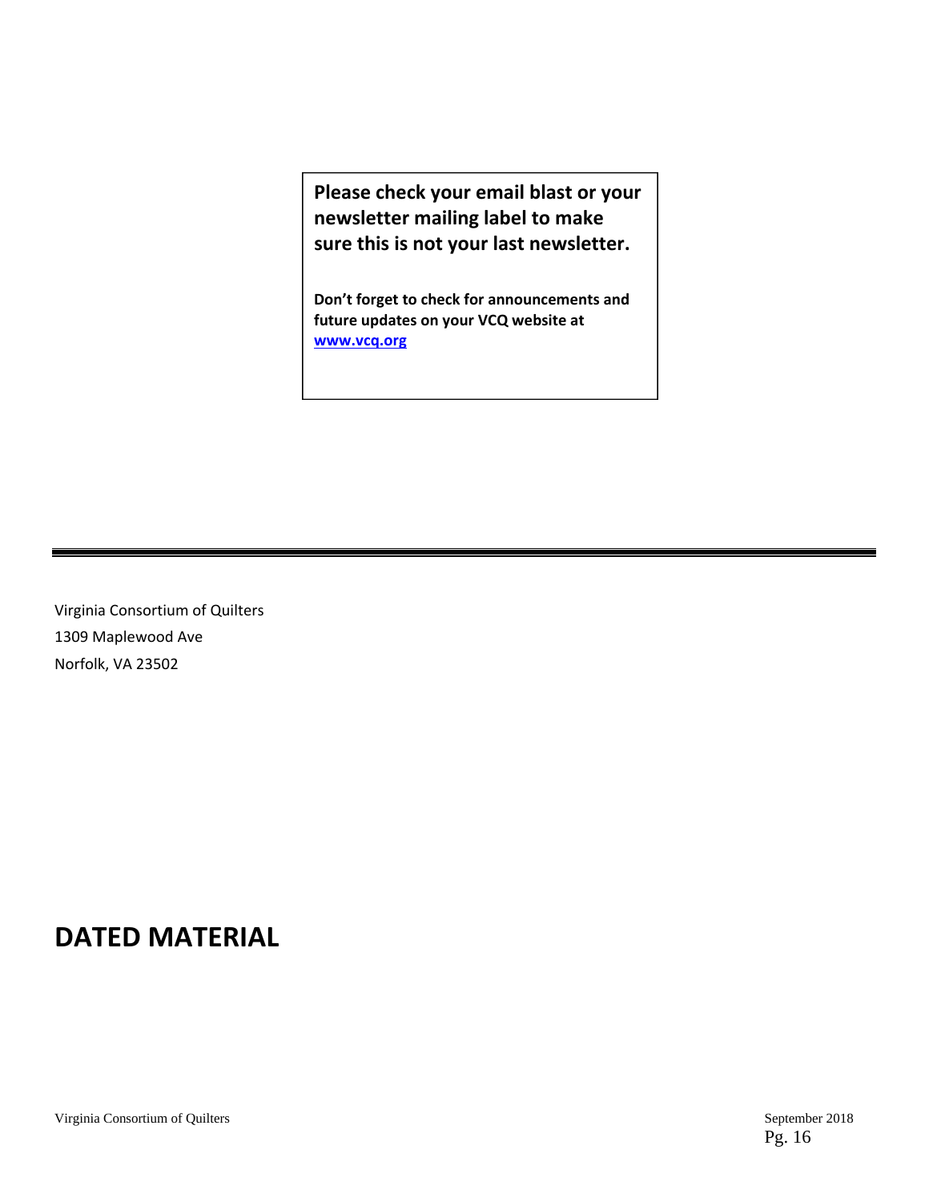**Please check your email blast or your newsletter mailing label to make sure this is not your last newsletter.**

**Don't forget to check for announcements and future updates on your VCQ website at [www.vcq.org](http://www.vcq.org)**

---

Virginia Consortium of Quilters
1309 Maplewood Ave
Norfolk, VA 23502

# DATED MATERIAL